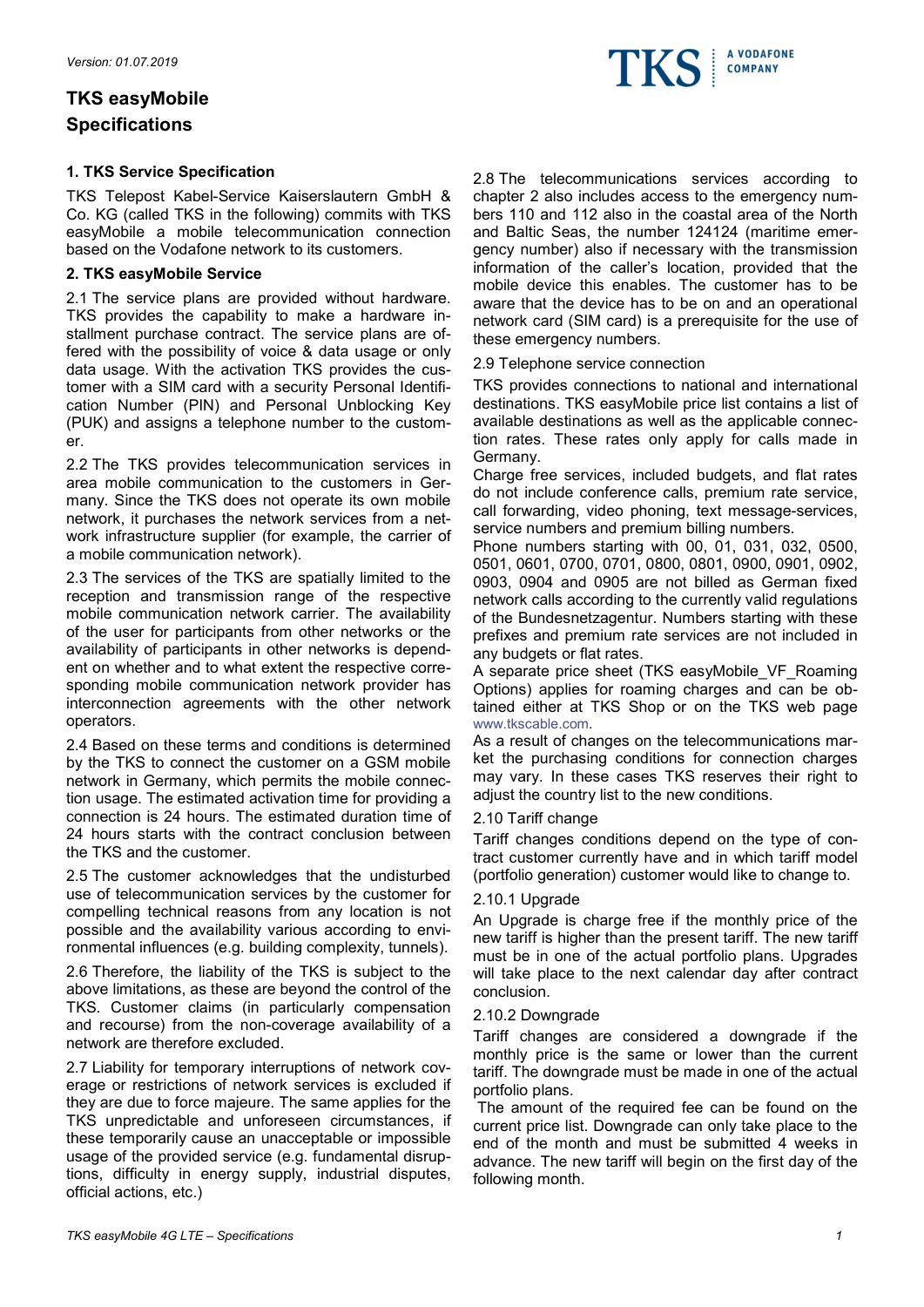*Version: 01.07.2019*

# TKS easyMobile Specifications

## 1. TKS Service Specification

TKS Telepost Kabel-Service Kaiserslautern GmbH & Co. KG (called TKS in the following) commits with TKS easyMobile a mobile telecommunication connection based on the Vodafone network to its customers.

## 2. TKS easyMobile Service

2.1 The service plans are provided without hardware. TKS provides the capability to make a hardware installment purchase contract. The service plans are offered with the possibility of voice & data usage or only data usage. With the activation TKS provides the customer with a SIM card with a security Personal Identification Number (PIN) and Personal Unblocking Key (PUK) and assigns a telephone number to the customer.

2.2 The TKS provides telecommunication services in area mobile communication to the customers in Germany. Since the TKS does not operate its own mobile network, it purchases the network services from a network infrastructure supplier (for example, the carrier of a mobile communication network).

2.3 The services of the TKS are spatially limited to the reception and transmission range of the respective mobile communication network carrier. The availability of the user for participants from other networks or the availability of participants in other networks is dependent on whether and to what extent the respective corresponding mobile communication network provider has interconnection agreements with the other network operators.

2.4 Based on these terms and conditions is determined by the TKS to connect the customer on a GSM mobile network in Germany, which permits the mobile connection usage. The estimated activation time for providing a connection is 24 hours. The estimated duration time of 24 hours starts with the contract conclusion between the TKS and the customer.

2.5 The customer acknowledges that the undisturbed use of telecommunication services by the customer for compelling technical reasons from any location is not possible and the availability various according to environmental influences (e.g. building complexity, tunnels).

2.6 Therefore, the liability of the TKS is subject to the above limitations, as these are beyond the control of the TKS. Customer claims (in particularly compensation and recourse) from the non-coverage availability of a network are therefore excluded.

2.7 Liability for temporary interruptions of network coverage or restrictions of network services is excluded if they are due to force majeure. The same applies for the TKS unpredictable and unforeseen circumstances, if these temporarily cause an unacceptable or impossible usage of the provided service (e.g. fundamental disruptions, difficulty in energy supply, industrial disputes, official actions, etc.)

2.8 The telecommunications services according to chapter 2 also includes access to the emergency numbers 110 and 112 also in the coastal area of the North and Baltic Seas, the number 124124 (maritime emergency number) also if necessary with the transmission information of the caller's location, provided that the mobile device this enables. The customer has to be aware that the device has to be on and an operational network card (SIM card) is a prerequisite for the use of these emergency numbers.

2.9 Telephone service connection

TKS provides connections to national and international destinations. TKS easyMobile price list contains a list of available destinations as well as the applicable connection rates. These rates only apply for calls made in Germany.

Charge free services, included budgets, and flat rates do not include conference calls, premium rate service, call forwarding, video phoning, text message-services, service numbers and premium billing numbers.

Phone numbers starting with 00, 01, 031, 032, 0500, 0501, 0601, 0700, 0701, 0800, 0801, 0900, 0901, 0902, 0903, 0904 and 0905 are not billed as German fixed network calls according to the currently valid regulations of the Bundesnetzagentur. Numbers starting with these prefixes and premium rate services are not included in any budgets or flat rates.

A separate price sheet (TKS easyMobile_VF_Roaming Options) applies for roaming charges and can be obtained either at TKS Shop or on the TKS web page www.tkscable.com.

As a result of changes on the telecommunications market the purchasing conditions for connection charges may vary. In these cases TKS reserves their right to adjust the country list to the new conditions.

2.10 Tariff change

Tariff changes conditions depend on the type of contract customer currently have and in which tariff model (portfolio generation) customer would like to change to.

2.10.1 Upgrade

An Upgrade is charge free if the monthly price of the new tariff is higher than the present tariff. The new tariff must be in one of the actual portfolio plans. Upgrades will take place to the next calendar day after contract conclusion.

2.10.2 Downgrade

Tariff changes are considered a downgrade if the monthly price is the same or lower than the current tariff. The downgrade must be made in one of the actual portfolio plans.

The amount of the required fee can be found on the current price list. Downgrade can only take place to the end of the month and must be submitted 4 weeks in advance. The new tariff will begin on the first day of the following month.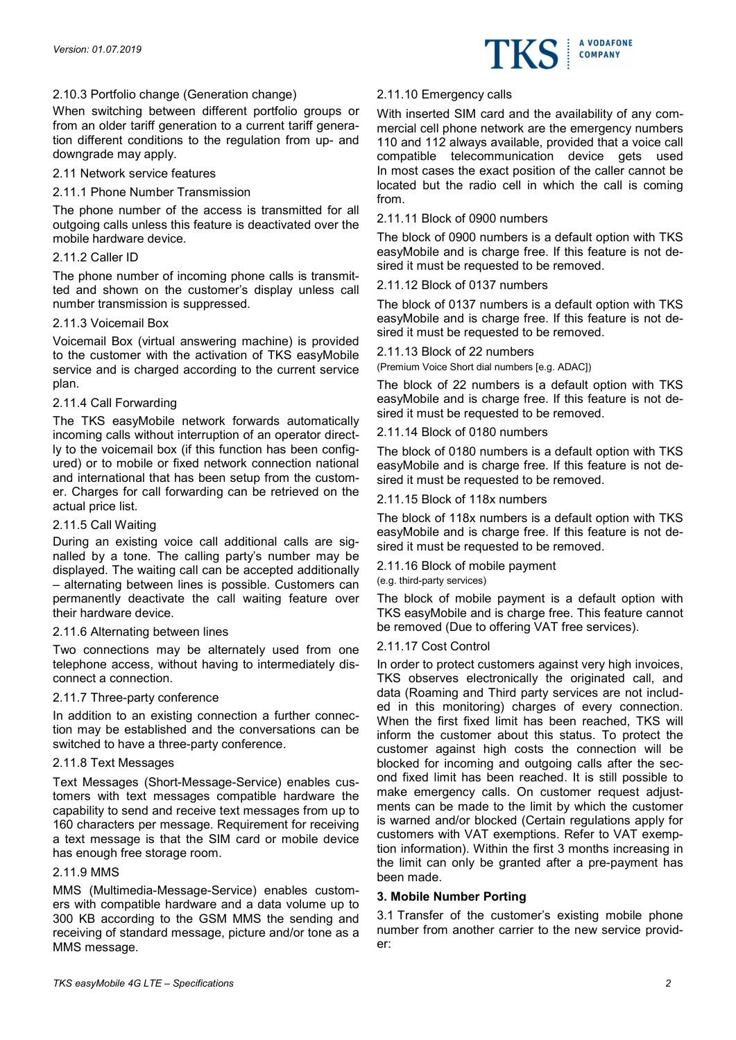2.10.3 Portfolio change (Generation change)

When switching between different portfolio groups or from an older tariff generation to a current tariff generation different conditions to the regulation from up- and downgrade may apply.

2.11 Network service features

2.11.1 Phone Number Transmission

The phone number of the access is transmitted for all outgoing calls unless this feature is deactivated over the mobile hardware device.

2.11.2 Caller ID

The phone number of incoming phone calls is transmitted and shown on the customer's display unless call number transmission is suppressed.

2.11.3 Voicemail Box

Voicemail Box (virtual answering machine) is provided to the customer with the activation of TKS easyMobile service and is charged according to the current service plan.

2.11.4 Call Forwarding

The TKS easyMobile network forwards automatically incoming calls without interruption of an operator directly to the voicemail box (if this function has been configured) or to mobile or fixed network connection national and international that has been setup from the customer. Charges for call forwarding can be retrieved on the actual price list.

2.11.5 Call Waiting

During an existing voice call additional calls are signalled by a tone. The calling party's number may be displayed. The waiting call can be accepted additionally – alternating between lines is possible. Customers can permanently deactivate the call waiting feature over their hardware device.

2.11.6 Alternating between lines

Two connections may be alternately used from one telephone access, without having to intermediately disconnect a connection.

2.11.7 Three-party conference

In addition to an existing connection a further connection may be established and the conversations can be switched to have a three-party conference.

2.11.8 Text Messages

Text Messages (Short-Message-Service) enables customers with text messages compatible hardware the capability to send and receive text messages from up to 160 characters per message. Requirement for receiving a text message is that the SIM card or mobile device has enough free storage room.

2.11.9 MMS

MMS (Multimedia-Message-Service) enables customers with compatible hardware and a data volume up to 300 KB according to the GSM MMS the sending and receiving of standard message, picture and/or tone as a MMS message.

2.11.10 Emergency calls

With inserted SIM card and the availability of any commercial cell phone network are the emergency numbers 110 and 112 always available, provided that a voice call compatible telecommunication device gets used In most cases the exact position of the caller cannot be located but the radio cell in which the call is coming from.

2.11.11 Block of 0900 numbers

The block of 0900 numbers is a default option with TKS easyMobile and is charge free. If this feature is not desired it must be requested to be removed.

2.11.12 Block of 0137 numbers

The block of 0137 numbers is a default option with TKS easyMobile and is charge free. If this feature is not desired it must be requested to be removed.

2.11.13 Block of 22 numbers

(Premium Voice Short dial numbers [e.g. ADAC])

The block of 22 numbers is a default option with TKS easyMobile and is charge free. If this feature is not desired it must be requested to be removed.

2.11.14 Block of 0180 numbers

The block of 0180 numbers is a default option with TKS easyMobile and is charge free. If this feature is not desired it must be requested to be removed.

2.11.15 Block of 118x numbers

The block of 118x numbers is a default option with TKS easyMobile and is charge free. If this feature is not desired it must be requested to be removed.

2.11.16 Block of mobile payment

(e.g. third-party services)

The block of mobile payment is a default option with TKS easyMobile and is charge free. This feature cannot be removed (Due to offering VAT free services).

2.11.17 Cost Control

In order to protect customers against very high invoices, TKS observes electronically the originated call, and data (Roaming and Third party services are not included in this monitoring) charges of every connection. When the first fixed limit has been reached, TKS will inform the customer about this status. To protect the customer against high costs the connection will be blocked for incoming and outgoing calls after the second fixed limit has been reached. It is still possible to make emergency calls. On customer request adjustments can be made to the limit by which the customer is warned and/or blocked (Certain regulations apply for customers with VAT exemptions. Refer to VAT exemption information). Within the first 3 months increasing in the limit can only be granted after a pre-payment has been made.

**3. Mobile Number Porting**

3.1 Transfer of the customer's existing mobile phone number from another carrier to the new service provider: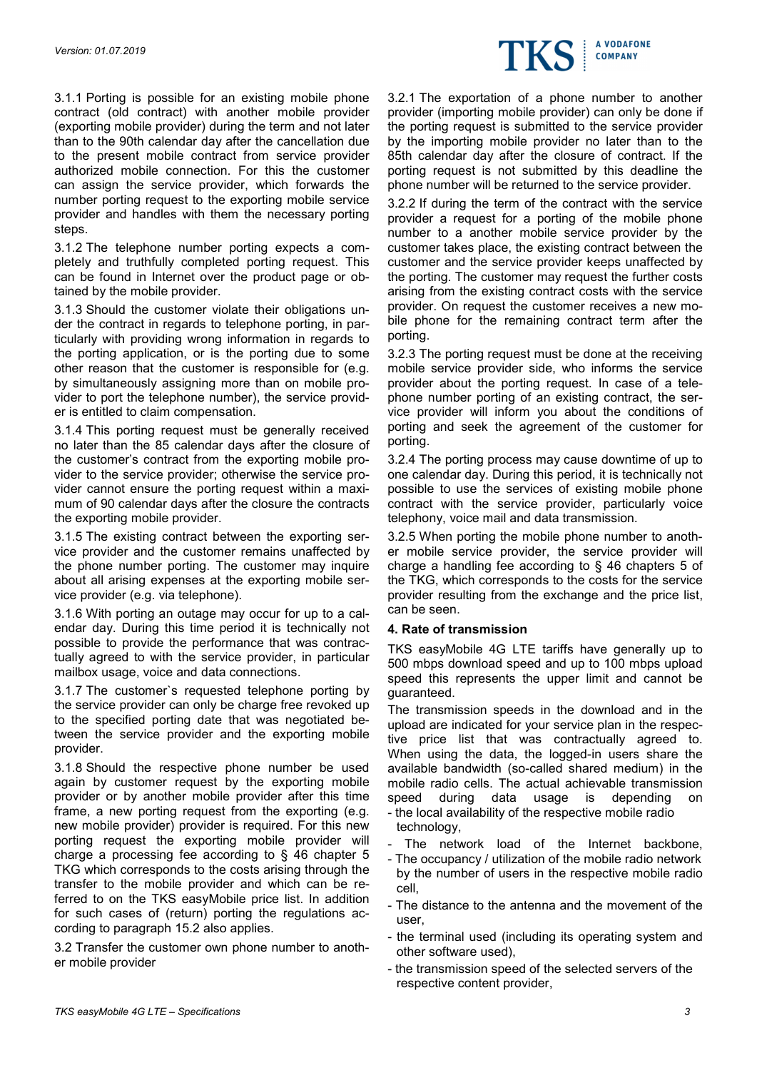3.1.1 Porting is possible for an existing mobile phone contract (old contract) with another mobile provider (exporting mobile provider) during the term and not later than to the 90th calendar day after the cancellation due to the present mobile contract from service provider authorized mobile connection. For this the customer can assign the service provider, which forwards the number porting request to the exporting mobile service provider and handles with them the necessary porting steps.

3.1.2 The telephone number porting expects a completely and truthfully completed porting request. This can be found in Internet over the product page or obtained by the mobile provider.

3.1.3 Should the customer violate their obligations under the contract in regards to telephone porting, in particularly with providing wrong information in regards to the porting application, or is the porting due to some other reason that the customer is responsible for (e.g. by simultaneously assigning more than on mobile provider to port the telephone number), the service provider is entitled to claim compensation.

3.1.4 This porting request must be generally received no later than the 85 calendar days after the closure of the customer's contract from the exporting mobile provider to the service provider; otherwise the service provider cannot ensure the porting request within a maximum of 90 calendar days after the closure the contracts the exporting mobile provider.

3.1.5 The existing contract between the exporting service provider and the customer remains unaffected by the phone number porting. The customer may inquire about all arising expenses at the exporting mobile service provider (e.g. via telephone).

3.1.6 With porting an outage may occur for up to a calendar day. During this time period it is technically not possible to provide the performance that was contractually agreed to with the service provider, in particular mailbox usage, voice and data connections.

3.1.7 The customer`s requested telephone porting by the service provider can only be charge free revoked up to the specified porting date that was negotiated between the service provider and the exporting mobile provider.

3.1.8 Should the respective phone number be used again by customer request by the exporting mobile provider or by another mobile provider after this time frame, a new porting request from the exporting (e.g. new mobile provider) provider is required. For this new porting request the exporting mobile provider will charge a processing fee according to § 46 chapter 5 TKG which corresponds to the costs arising through the transfer to the mobile provider and which can be referred to on the TKS easyMobile price list. In addition for such cases of (return) porting the regulations according to paragraph 15.2 also applies.

3.2 Transfer the customer own phone number to another mobile provider

3.2.1 The exportation of a phone number to another provider (importing mobile provider) can only be done if the porting request is submitted to the service provider by the importing mobile provider no later than to the 85th calendar day after the closure of contract. If the porting request is not submitted by this deadline the phone number will be returned to the service provider.

3.2.2 If during the term of the contract with the service provider a request for a porting of the mobile phone number to a another mobile service provider by the customer takes place, the existing contract between the customer and the service provider keeps unaffected by the porting. The customer may request the further costs arising from the existing contract costs with the service provider. On request the customer receives a new mobile phone for the remaining contract term after the porting.

3.2.3 The porting request must be done at the receiving mobile service provider side, who informs the service provider about the porting request. In case of a telephone number porting of an existing contract, the service provider will inform you about the conditions of porting and seek the agreement of the customer for porting.

3.2.4 The porting process may cause downtime of up to one calendar day. During this period, it is technically not possible to use the services of existing mobile phone contract with the service provider, particularly voice telephony, voice mail and data transmission.

3.2.5 When porting the mobile phone number to another mobile service provider, the service provider will charge a handling fee according to § 46 chapters 5 of the TKG, which corresponds to the costs for the service provider resulting from the exchange and the price list, can be seen.

**4. Rate of transmission**

TKS easyMobile 4G LTE tariffs have generally up to 500 mbps download speed and up to 100 mbps upload speed this represents the upper limit and cannot be guaranteed.

The transmission speeds in the download and in the upload are indicated for your service plan in the respective price list that was contractually agreed to. When using the data, the logged-in users share the available bandwidth (so-called shared medium) in the mobile radio cells. The actual achievable transmission speed during data usage is depending on

- the local availability of the respective mobile radio technology,
- The network load of the Internet backbone,
- The occupancy / utilization of the mobile radio network by the number of users in the respective mobile radio cell,
- The distance to the antenna and the movement of the user,
- the terminal used (including its operating system and other software used),
- the transmission speed of the selected servers of the respective content provider,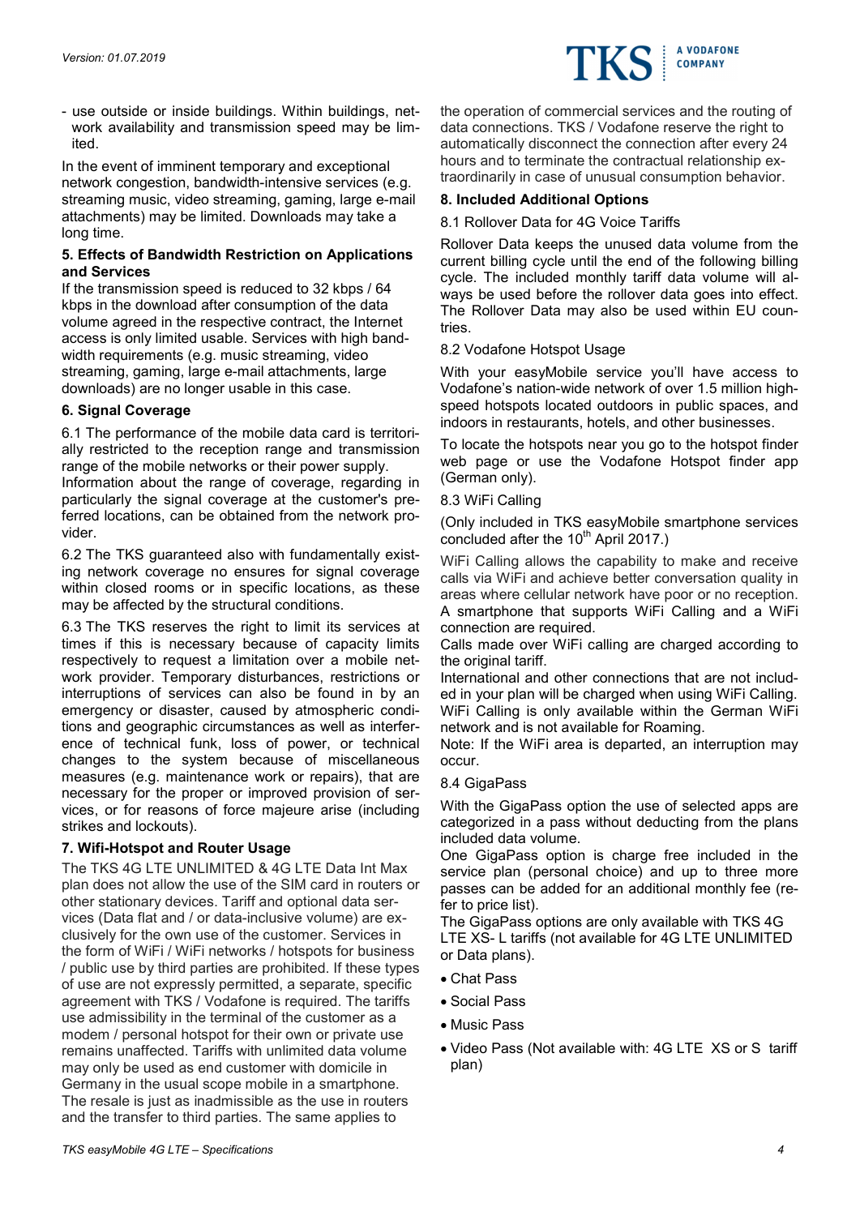- use outside or inside buildings. Within buildings, network availability and transmission speed may be limited.

In the event of imminent temporary and exceptional network congestion, bandwidth-intensive services (e.g. streaming music, video streaming, gaming, large e-mail attachments) may be limited. Downloads may take a long time.

**5. Effects of Bandwidth Restriction on Applications and Services**

If the transmission speed is reduced to 32 kbps / 64 kbps in the download after consumption of the data volume agreed in the respective contract, the Internet access is only limited usable. Services with high bandwidth requirements (e.g. music streaming, video streaming, gaming, large e-mail attachments, large downloads) are no longer usable in this case.

**6. Signal Coverage**

6.1 The performance of the mobile data card is territorially restricted to the reception range and transmission range of the mobile networks or their power supply. Information about the range of coverage, regarding in particularly the signal coverage at the customer's preferred locations, can be obtained from the network provider.

6.2 The TKS guaranteed also with fundamentally existing network coverage no ensures for signal coverage within closed rooms or in specific locations, as these may be affected by the structural conditions.

6.3 The TKS reserves the right to limit its services at times if this is necessary because of capacity limits respectively to request a limitation over a mobile network provider. Temporary disturbances, restrictions or interruptions of services can also be found in by an emergency or disaster, caused by atmospheric conditions and geographic circumstances as well as interference of technical funk, loss of power, or technical changes to the system because of miscellaneous measures (e.g. maintenance work or repairs), that are necessary for the proper or improved provision of services, or for reasons of force majeure arise (including strikes and lockouts).

**7. Wifi-Hotspot and Router Usage**

The TKS 4G LTE UNLIMITED & 4G LTE Data Int Max plan does not allow the use of the SIM card in routers or other stationary devices. Tariff and optional data services (Data flat and / or data-inclusive volume) are exclusively for the own use of the customer. Services in the form of WiFi / WiFi networks / hotspots for business / public use by third parties are prohibited. If these types of use are not expressly permitted, a separate, specific agreement with TKS / Vodafone is required. The tariffs use admissibility in the terminal of the customer as a modem / personal hotspot for their own or private use remains unaffected. Tariffs with unlimited data volume may only be used as end customer with domicile in Germany in the usual scope mobile in a smartphone. The resale is just as inadmissible as the use in routers and the transfer to third parties. The same applies to the operation of commercial services and the routing of data connections. TKS / Vodafone reserve the right to automatically disconnect the connection after every 24 hours and to terminate the contractual relationship extraordinarily in case of unusual consumption behavior.

**8. Included Additional Options**

8.1 Rollover Data for 4G Voice Tariffs

Rollover Data keeps the unused data volume from the current billing cycle until the end of the following billing cycle. The included monthly tariff data volume will always be used before the rollover data goes into effect. The Rollover Data may also be used within EU countries.

8.2 Vodafone Hotspot Usage

With your easyMobile service you'll have access to Vodafone's nation-wide network of over 1.5 million high-speed hotspots located outdoors in public spaces, and indoors in restaurants, hotels, and other businesses.

To locate the hotspots near you go to the hotspot finder web page or use the Vodafone Hotspot finder app (German only).

8.3 WiFi Calling

(Only included in TKS easyMobile smartphone services concluded after the 10th April 2017.)

WiFi Calling allows the capability to make and receive calls via WiFi and achieve better conversation quality in areas where cellular network have poor or no reception. A smartphone that supports WiFi Calling and a WiFi connection are required.

Calls made over WiFi calling are charged according to the original tariff.

International and other connections that are not included in your plan will be charged when using WiFi Calling. WiFi Calling is only available within the German WiFi network and is not available for Roaming.

Note: If the WiFi area is departed, an interruption may occur.

8.4 GigaPass

With the GigaPass option the use of selected apps are categorized in a pass without deducting from the plans included data volume.

One GigaPass option is charge free included in the service plan (personal choice) and up to three more passes can be added for an additional monthly fee (refer to price list).

The GigaPass options are only available with TKS 4G LTE XS- L tariffs (not available for 4G LTE UNLIMITED or Data plans).

- Chat Pass
- Social Pass
- Music Pass
- Video Pass (Not available with: 4G LTE XS or S tariff plan)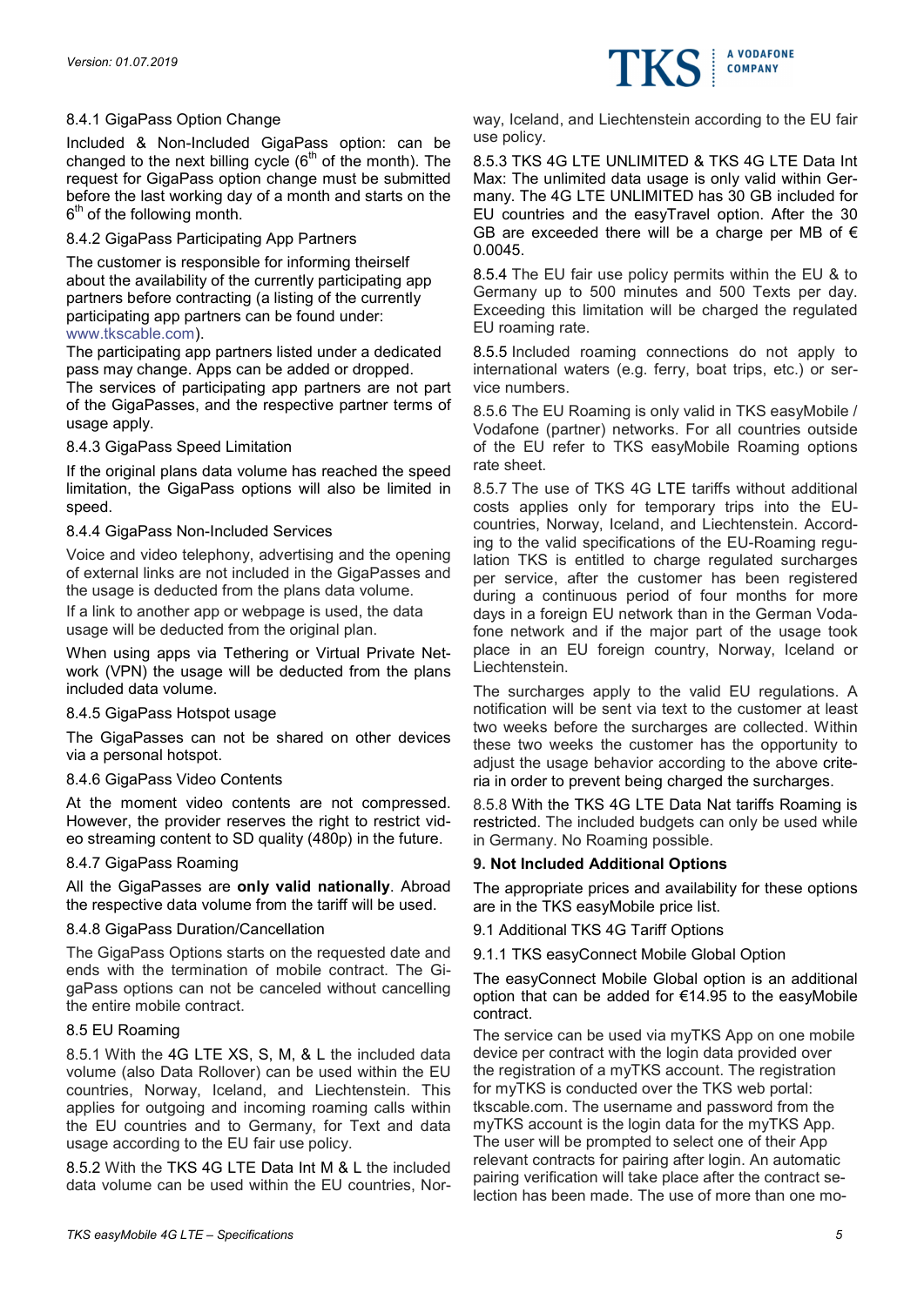8.4.1 GigaPass Option Change

Included & Non-Included GigaPass option: can be changed to the next billing cycle (6th of the month). The request for GigaPass option change must be submitted before the last working day of a month and starts on the 6th of the following month.

8.4.2 GigaPass Participating App Partners

The customer is responsible for informing theirself about the availability of the currently participating app partners before contracting (a listing of the currently participating app partners can be found under: www.tkscable.com).
The participating app partners listed under a dedicated pass may change. Apps can be added or dropped.
The services of participating app partners are not part of the GigaPasses, and the respective partner terms of usage apply.

8.4.3 GigaPass Speed Limitation

If the original plans data volume has reached the speed limitation, the GigaPass options will also be limited in speed.

8.4.4 GigaPass Non-Included Services

Voice and video telephony, advertising and the opening of external links are not included in the GigaPasses and the usage is deducted from the plans data volume.

If a link to another app or webpage is used, the data usage will be deducted from the original plan.

When using apps via Tethering or Virtual Private Network (VPN) the usage will be deducted from the plans included data volume.

8.4.5 GigaPass Hotspot usage

The GigaPasses can not be shared on other devices via a personal hotspot.

8.4.6 GigaPass Video Contents

At the moment video contents are not compressed. However, the provider reserves the right to restrict video streaming content to SD quality (480p) in the future.

8.4.7 GigaPass Roaming

All the GigaPasses are **only valid nationally**. Abroad the respective data volume from the tariff will be used.

8.4.8 GigaPass Duration/Cancellation

The GigaPass Options starts on the requested date and ends with the termination of mobile contract. The GigaPass options can not be canceled without cancelling the entire mobile contract.

8.5 EU Roaming

8.5.1 With the 4G LTE XS, S, M, & L the included data volume (also Data Rollover) can be used within the EU countries, Norway, Iceland, and Liechtenstein. This applies for outgoing and incoming roaming calls within the EU countries and to Germany, for Text and data usage according to the EU fair use policy.

8.5.2 With the TKS 4G LTE Data Int M & L the included data volume can be used within the EU countries, Norway, Iceland, and Liechtenstein according to the EU fair use policy.

8.5.3 TKS 4G LTE UNLIMITED & TKS 4G LTE Data Int Max: The unlimited data usage is only valid within Germany. The 4G LTE UNLIMITED has 30 GB included for EU countries and the easyTravel option. After the 30 GB are exceeded there will be a charge per MB of € 0.0045.

8.5.4 The EU fair use policy permits within the EU & to Germany up to 500 minutes and 500 Texts per day. Exceeding this limitation will be charged the regulated EU roaming rate.

8.5.5 Included roaming connections do not apply to international waters (e.g. ferry, boat trips, etc.) or service numbers.

8.5.6 The EU Roaming is only valid in TKS easyMobile / Vodafone (partner) networks. For all countries outside of the EU refer to TKS easyMobile Roaming options rate sheet.

8.5.7 The use of TKS 4G LTE tariffs without additional costs applies only for temporary trips into the EU-countries, Norway, Iceland, and Liechtenstein. According to the valid specifications of the EU-Roaming regulation TKS is entitled to charge regulated surcharges per service, after the customer has been registered during a continuous period of four months for more days in a foreign EU network than in the German Vodafone network and if the major part of the usage took place in an EU foreign country, Norway, Iceland or Liechtenstein.

The surcharges apply to the valid EU regulations. A notification will be sent via text to the customer at least two weeks before the surcharges are collected. Within these two weeks the customer has the opportunity to adjust the usage behavior according to the above criteria in order to prevent being charged the surcharges.

8.5.8 With the TKS 4G LTE Data Nat tariffs Roaming is restricted. The included budgets can only be used while in Germany. No Roaming possible.

**9. Not Included Additional Options**

The appropriate prices and availability for these options are in the TKS easyMobile price list.

9.1 Additional TKS 4G Tariff Options

9.1.1 TKS easyConnect Mobile Global Option

The easyConnect Mobile Global option is an additional option that can be added for €14.95 to the easyMobile contract.

The service can be used via myTKS App on one mobile device per contract with the login data provided over the registration of a myTKS account. The registration for myTKS is conducted over the TKS web portal: tkscable.com. The username and password from the myTKS account is the login data for the myTKS App. The user will be prompted to select one of their App relevant contracts for pairing after login. An automatic pairing verification will take place after the contract selection has been made. The use of more than one mo-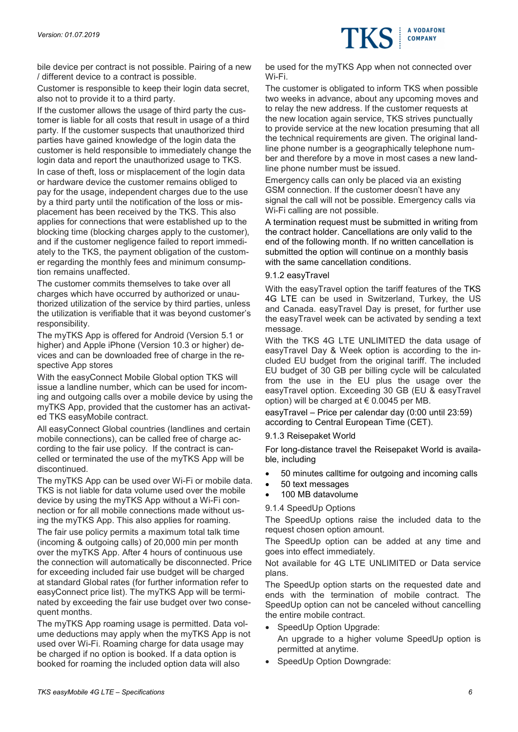bile device per contract is not possible. Pairing of a new / different device to a contract is possible.

Customer is responsible to keep their login data secret, also not to provide it to a third party.

If the customer allows the usage of third party the customer is liable for all costs that result in usage of a third party. If the customer suspects that unauthorized third parties have gained knowledge of the login data the customer is held responsible to immediately change the login data and report the unauthorized usage to TKS.

In case of theft, loss or misplacement of the login data or hardware device the customer remains obliged to pay for the usage, independent charges due to the use by a third party until the notification of the loss or misplacement has been received by the TKS. This also applies for connections that were established up to the blocking time (blocking charges apply to the customer), and if the customer negligence failed to report immediately to the TKS, the payment obligation of the customer regarding the monthly fees and minimum consumption remains unaffected.

The customer commits themselves to take over all charges which have occurred by authorized or unauthorized utilization of the service by third parties, unless the utilization is verifiable that it was beyond customer's responsibility.

The myTKS App is offered for Android (Version 5.1 or higher) and Apple iPhone (Version 10.3 or higher) devices and can be downloaded free of charge in the respective App stores

With the easyConnect Mobile Global option TKS will issue a landline number, which can be used for incoming and outgoing calls over a mobile device by using the myTKS App, provided that the customer has an activated TKS easyMobile contract.

All easyConnect Global countries (landlines and certain mobile connections), can be called free of charge according to the fair use policy. If the contract is cancelled or terminated the use of the myTKS App will be discontinued.

The myTKS App can be used over Wi-Fi or mobile data. TKS is not liable for data volume used over the mobile device by using the myTKS App without a Wi-Fi connection or for all mobile connections made without using the myTKS App. This also applies for roaming.

The fair use policy permits a maximum total talk time (incoming & outgoing calls) of 20,000 min per month over the myTKS App. After 4 hours of continuous use the connection will automatically be disconnected. Price for exceeding included fair use budget will be charged at standard Global rates (for further information refer to easyConnect price list). The myTKS App will be terminated by exceeding the fair use budget over two consequent months.

The myTKS App roaming usage is permitted. Data volume deductions may apply when the myTKS App is not used over Wi-Fi. Roaming charge for data usage may be charged if no option is booked. If a data option is booked for roaming the included option data will also be used for the myTKS App when not connected over Wi-Fi.

The customer is obligated to inform TKS when possible two weeks in advance, about any upcoming moves and to relay the new address. If the customer requests at the new location again service, TKS strives punctually to provide service at the new location presuming that all the technical requirements are given. The original landline phone number is a geographically telephone number and therefore by a move in most cases a new landline phone number must be issued.

Emergency calls can only be placed via an existing GSM connection. If the customer doesn't have any signal the call will not be possible. Emergency calls via Wi-Fi calling are not possible.

A termination request must be submitted in writing from the contract holder. Cancellations are only valid to the end of the following month. If no written cancellation is submitted the option will continue on a monthly basis with the same cancellation conditions.

### 9.1.2 easyTravel

With the easyTravel option the tariff features of the TKS 4G LTE can be used in Switzerland, Turkey, the US and Canada. easyTravel Day is preset, for further use the easyTravel week can be activated by sending a text message.

With the TKS 4G LTE UNLIMITED the data usage of easyTravel Day & Week option is according to the included EU budget from the original tariff. The included EU budget of 30 GB per billing cycle will be calculated from the use in the EU plus the usage over the easyTravel option. Exceeding 30 GB (EU & easyTravel option) will be charged at € 0.0045 per MB.

easyTravel – Price per calendar day (0:00 until 23:59) according to Central European Time (CET).

### 9.1.3 Reisepaket World

For long-distance travel the Reisepaket World is available, including

- 50 minutes calltime for outgoing and incoming calls
- 50 text messages
- 100 MB datavolume

### 9.1.4 SpeedUp Options

The SpeedUp options raise the included data to the request chosen option amount.

The SpeedUp option can be added at any time and goes into effect immediately.

Not available for 4G LTE UNLIMITED or Data service plans.

The SpeedUp option starts on the requested date and ends with the termination of mobile contract. The SpeedUp option can not be canceled without cancelling the entire mobile contract.

- SpeedUp Option Upgrade:
  An upgrade to a higher volume SpeedUp option is permitted at anytime.
- SpeedUp Option Downgrade: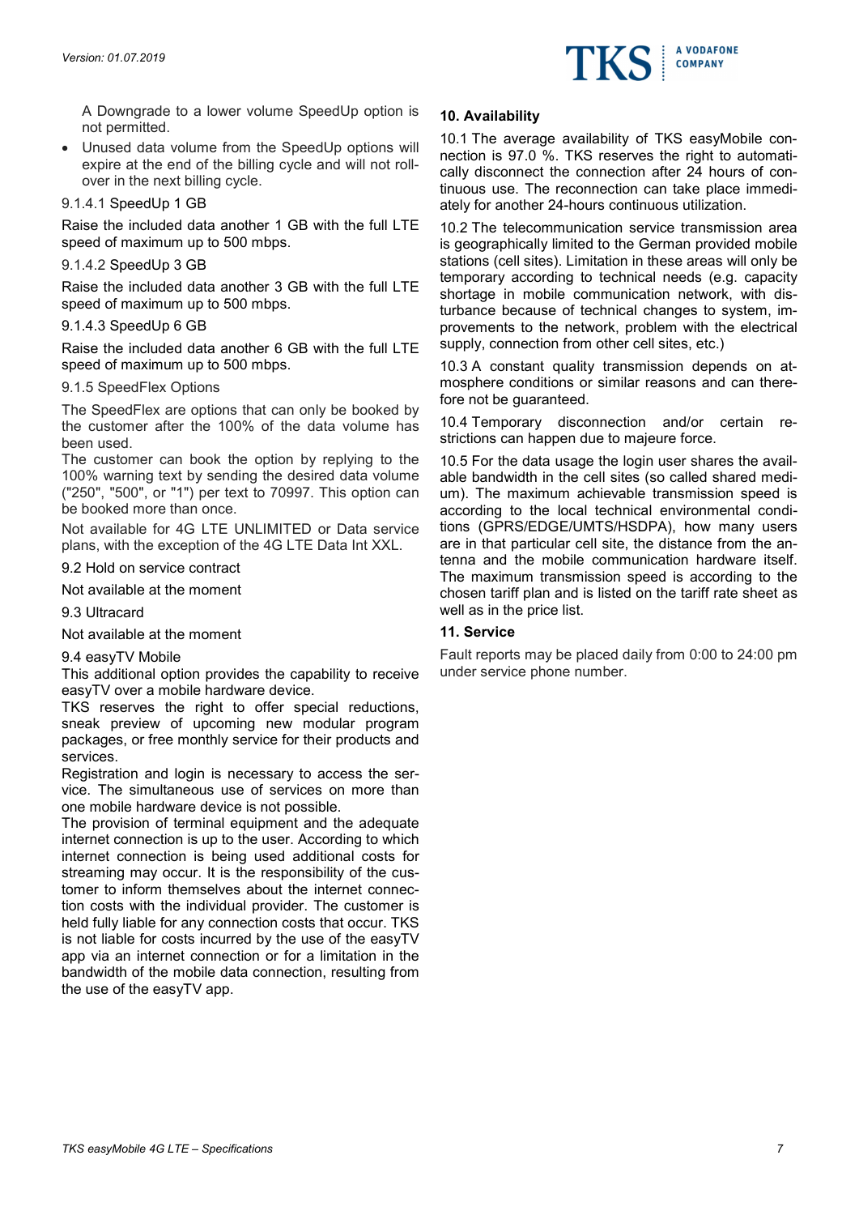A Downgrade to a lower volume SpeedUp option is not permitted.

- Unused data volume from the SpeedUp options will expire at the end of the billing cycle and will not roll-over in the next billing cycle.

9.1.4.1 SpeedUp 1 GB

Raise the included data another 1 GB with the full LTE speed of maximum up to 500 mbps.

9.1.4.2 SpeedUp 3 GB

Raise the included data another 3 GB with the full LTE speed of maximum up to 500 mbps.

9.1.4.3 SpeedUp 6 GB

Raise the included data another 6 GB with the full LTE speed of maximum up to 500 mbps.

9.1.5 SpeedFlex Options

The SpeedFlex are options that can only be booked by the customer after the 100% of the data volume has been used.
The customer can book the option by replying to the 100% warning text by sending the desired data volume ("250", "500", or "1") per text to 70997. This option can be booked more than once.

Not available for 4G LTE UNLIMITED or Data service plans, with the exception of the 4G LTE Data Int XXL.

9.2 Hold on service contract

Not available at the moment

9.3 Ultracard

Not available at the moment

9.4 easyTV Mobile
This additional option provides the capability to receive easyTV over a mobile hardware device.
TKS reserves the right to offer special reductions, sneak preview of upcoming new modular program packages, or free monthly service for their products and services.
Registration and login is necessary to access the service. The simultaneous use of services on more than one mobile hardware device is not possible.
The provision of terminal equipment and the adequate internet connection is up to the user. According to which internet connection is being used additional costs for streaming may occur. It is the responsibility of the customer to inform themselves about the internet connection costs with the individual provider. The customer is held fully liable for any connection costs that occur. TKS is not liable for costs incurred by the use of the easyTV app via an internet connection or for a limitation in the bandwidth of the mobile data connection, resulting from the use of the easyTV app.

## 10. Availability

10.1 The average availability of TKS easyMobile connection is 97.0 %. TKS reserves the right to automatically disconnect the connection after 24 hours of continuous use. The reconnection can take place immediately for another 24-hours continuous utilization.

10.2 The telecommunication service transmission area is geographically limited to the German provided mobile stations (cell sites). Limitation in these areas will only be temporary according to technical needs (e.g. capacity shortage in mobile communication network, with disturbance because of technical changes to system, improvements to the network, problem with the electrical supply, connection from other cell sites, etc.)

10.3 A constant quality transmission depends on atmosphere conditions or similar reasons and can therefore not be guaranteed.

10.4 Temporary disconnection and/or certain restrictions can happen due to majeure force.

10.5 For the data usage the login user shares the available bandwidth in the cell sites (so called shared medium). The maximum achievable transmission speed is according to the local technical environmental conditions (GPRS/EDGE/UMTS/HSDPA), how many users are in that particular cell site, the distance from the antenna and the mobile communication hardware itself. The maximum transmission speed is according to the chosen tariff plan and is listed on the tariff rate sheet as well as in the price list.

## 11. Service

Fault reports may be placed daily from 0:00 to 24:00 pm under service phone number.